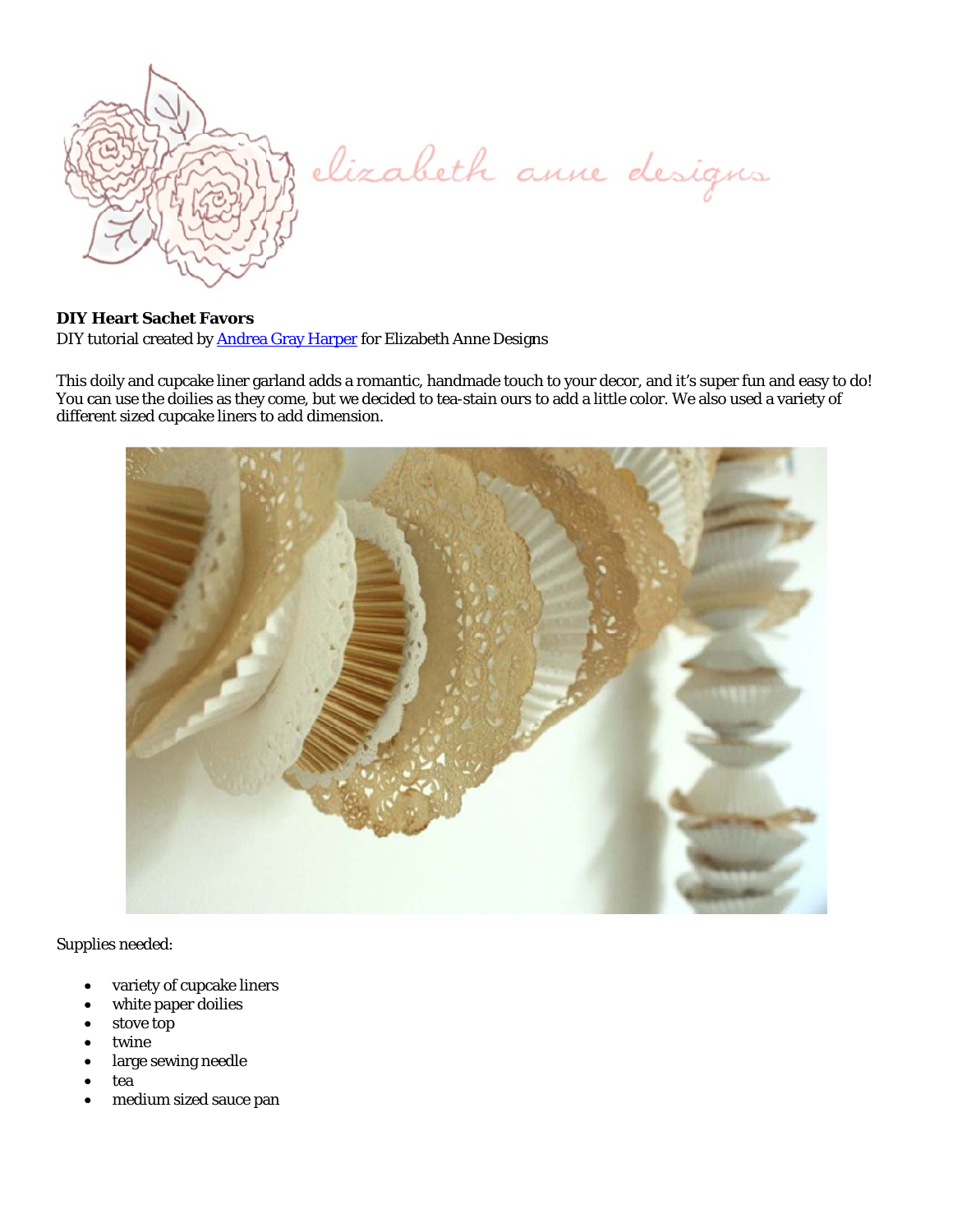elizabeth anne designs

**DIY Heart Sachet Favors**
DIY tutorial created by [Andrea Gray Harper]() for Elizabeth Anne Designs

This doily and cupcake liner garland adds a romantic, handmade touch to your decor, and it's super fun and easy to do! You can use the doilies as they come, but we decided to tea-stain ours to add a little color. We also used a variety of different sized cupcake liners to add dimension.

Supplies needed:

- variety of cupcake liners
- white paper doilies
- stove top
- twine
- large sewing needle
- tea
- medium sized sauce pan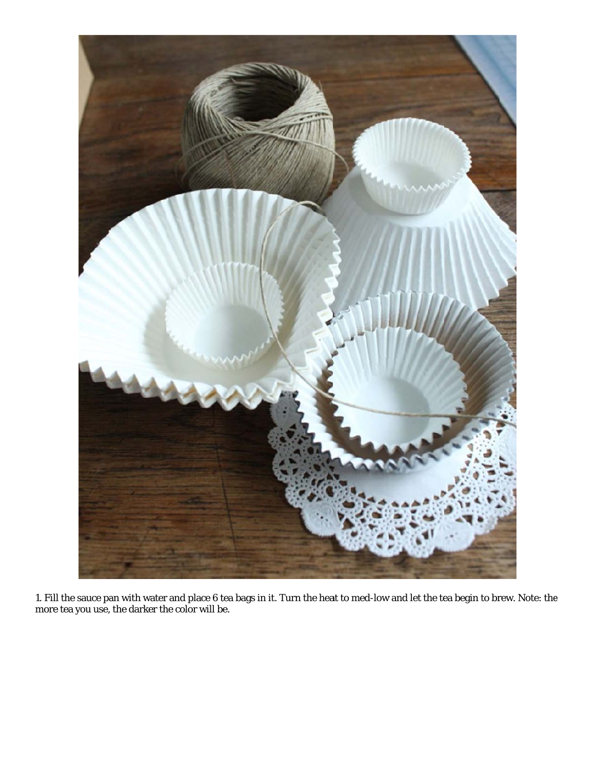1. Fill the sauce pan with water and place 6 tea bags in it. Turn the heat to med-low and let the tea begin to brew. Note: the more tea you use, the darker the color will be.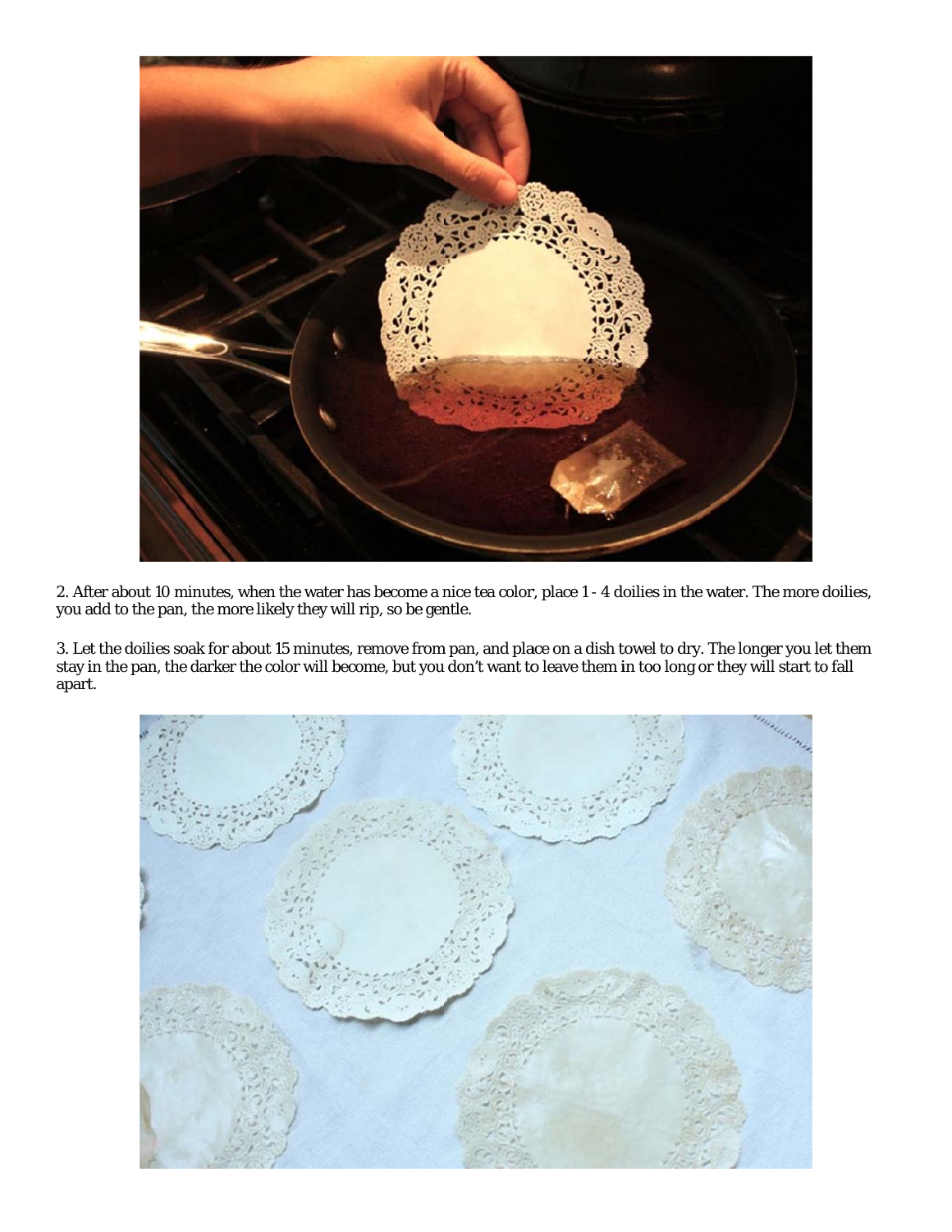2. After about 10 minutes, when the water has become a nice tea color, place 1 - 4 doilies in the water. The more doilies, you add to the pan, the more likely they will rip, so be gentle.

3. Let the doilies soak for about 15 minutes, remove from pan, and place on a dish towel to dry. The longer you let them stay in the pan, the darker the color will become, but you don't want to leave them in too long or they will start to fall apart.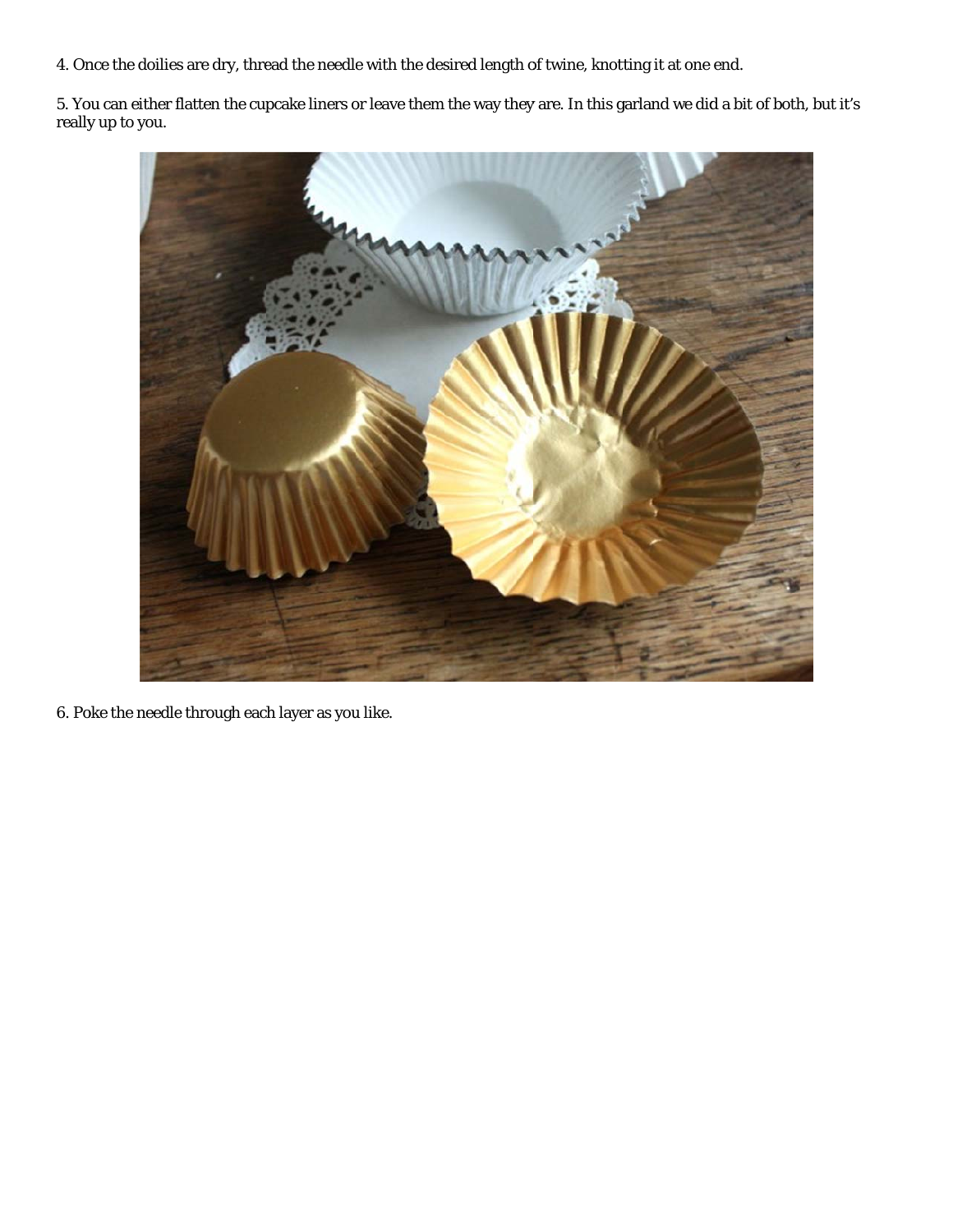4. Once the doilies are dry, thread the needle with the desired length of twine, knotting it at one end.

5. You can either flatten the cupcake liners or leave them the way they are. In this garland we did a bit of both, but it's really up to you.

6. Poke the needle through each layer as you like.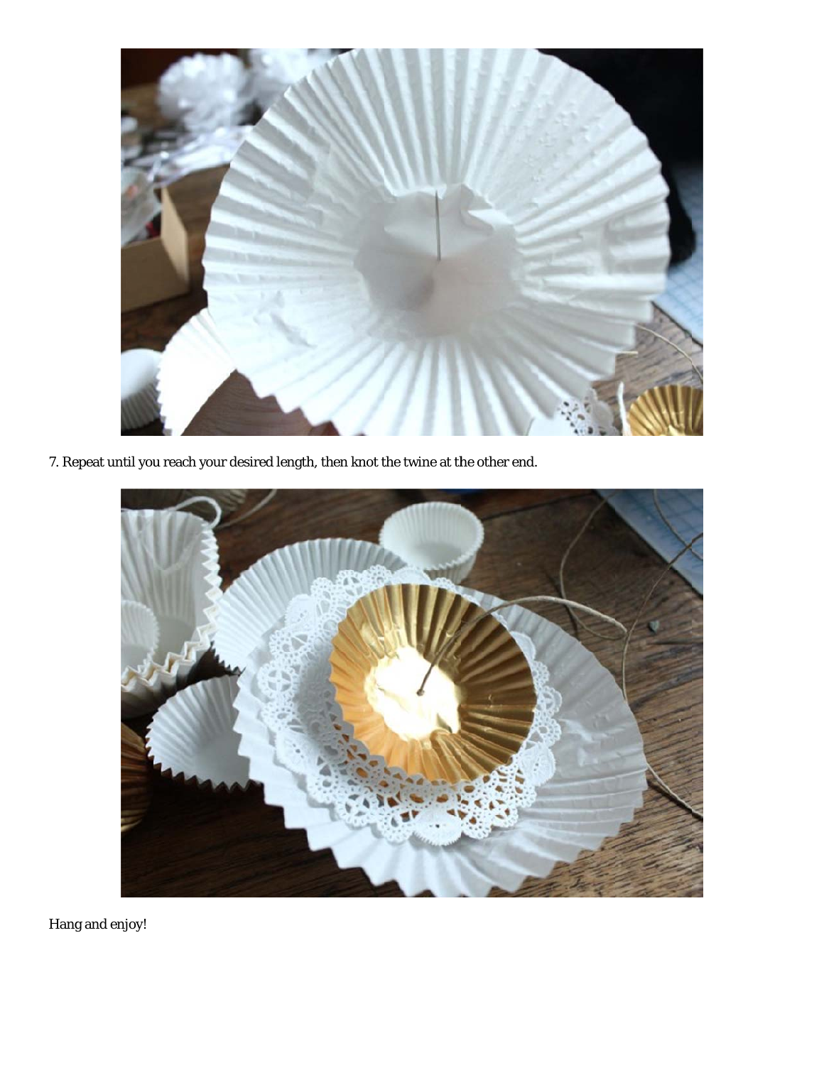7. Repeat until you reach your desired length, then knot the twine at the other end.

Hang and enjoy!